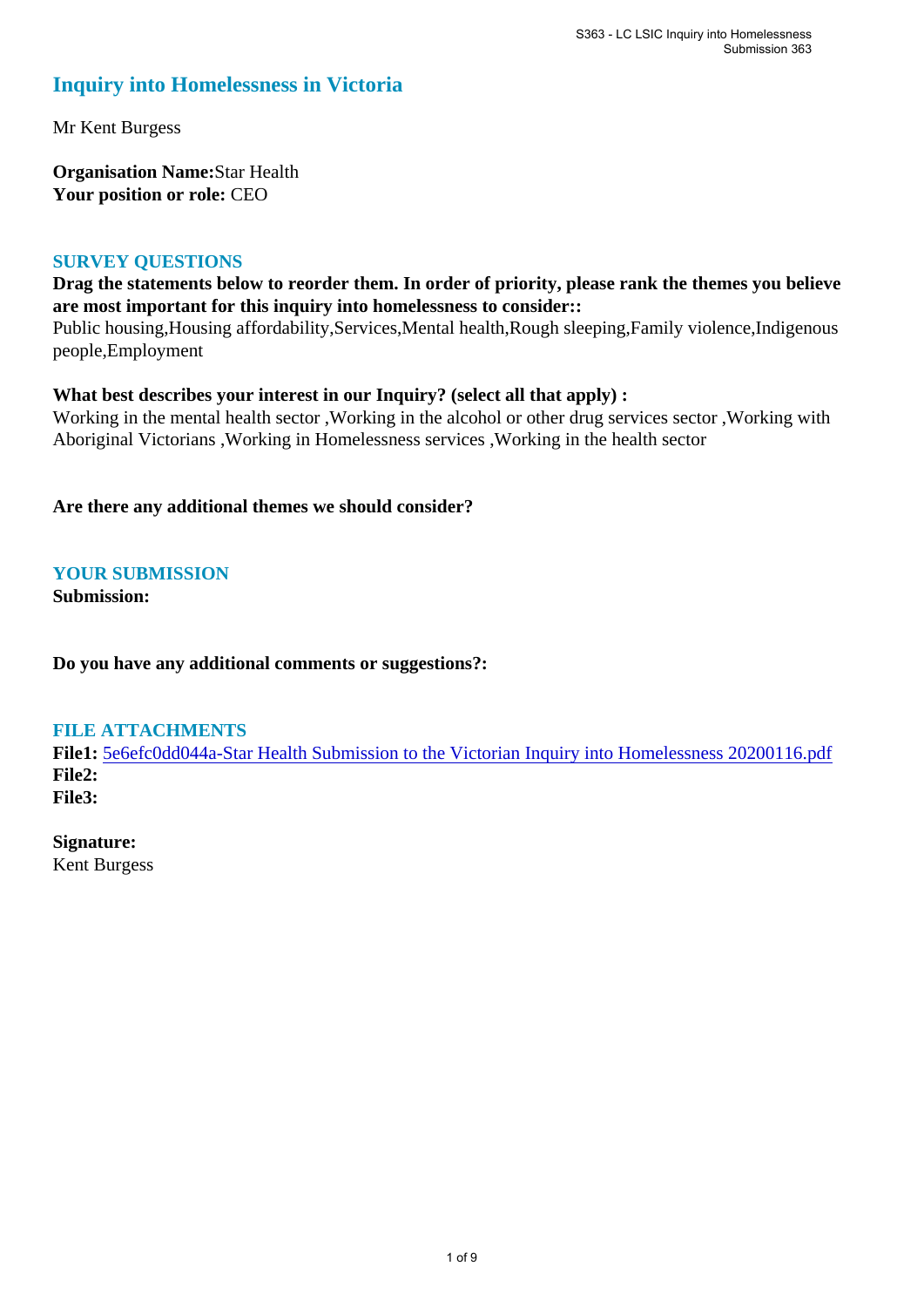# Inquiry into Homelessness in Victoria

Mr Kent Burgess

**Organisation Name:** Star Health
**Your position or role:** CEO

## SURVEY QUESTIONS

**Drag the statements below to reorder them. In order of priority, please rank the themes you believe are most important for this inquiry into homelessness to consider::**
Public housing,Housing affordability,Services,Mental health,Rough sleeping,Family violence,Indigenous people,Employment

**What best describes your interest in our Inquiry? (select all that apply) :**
Working in the mental health sector ,Working in the alcohol or other drug services sector ,Working with Aboriginal Victorians ,Working in Homelessness services ,Working in the health sector

**Are there any additional themes we should consider?**

## YOUR SUBMISSION

**Submission:**

**Do you have any additional comments or suggestions?:**

## FILE ATTACHMENTS

**File1:** 5e6efc0dd044a-Star Health Submission to the Victorian Inquiry into Homelessness 20200116.pdf
**File2:**
**File3:**

**Signature:**
Kent Burgess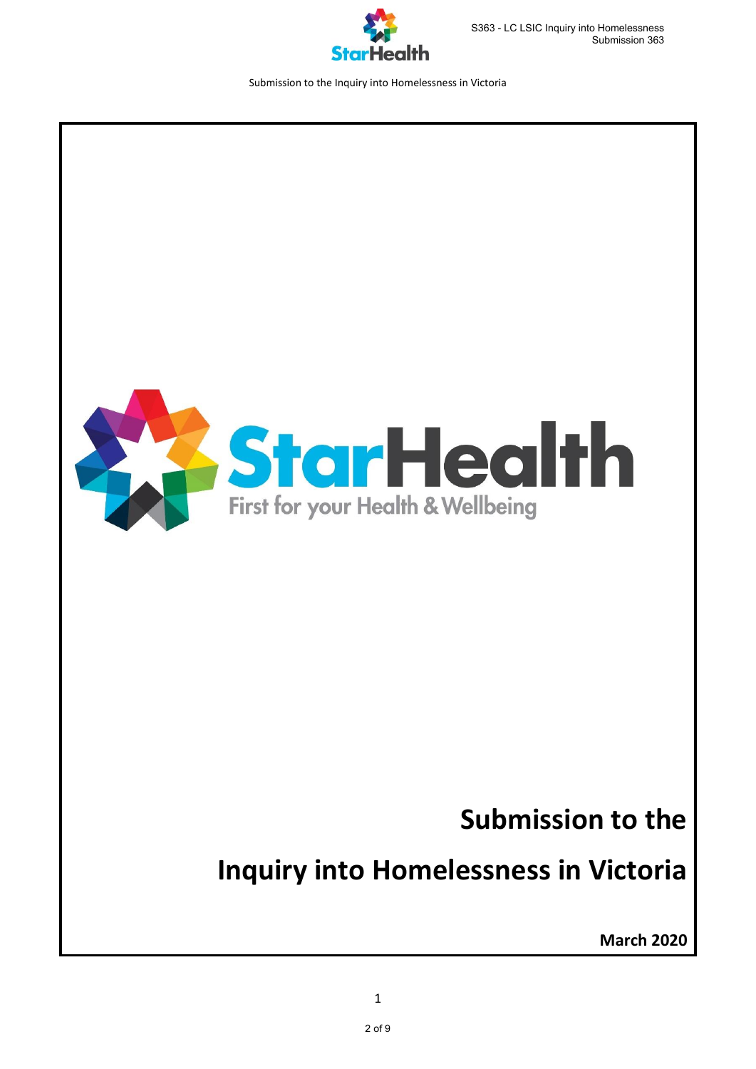StarHealth

First for your Health & Wellbeing

# Submission to the

# Inquiry into Homelessness in Victoria

**March 2020**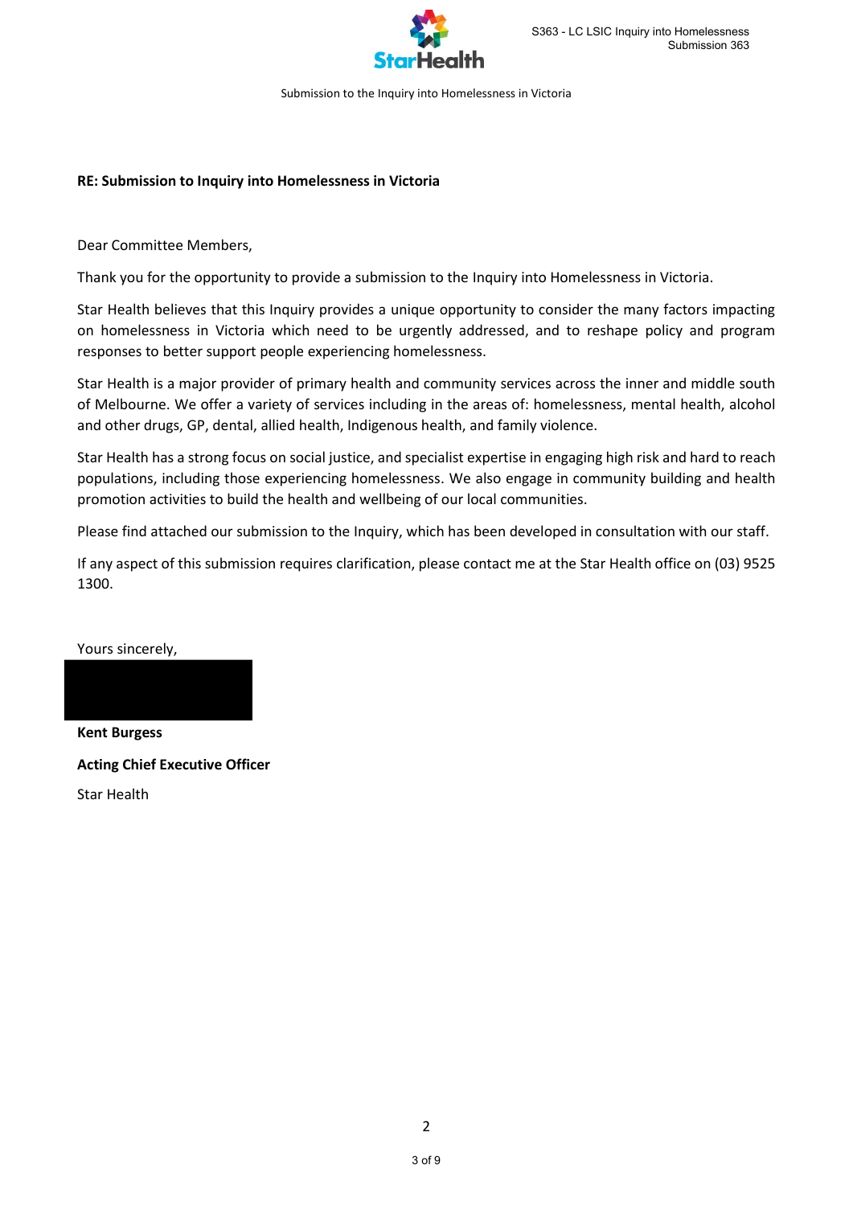Submission to the Inquiry into Homelessness in Victoria

**RE: Submission to Inquiry into Homelessness in Victoria**

Dear Committee Members,

Thank you for the opportunity to provide a submission to the Inquiry into Homelessness in Victoria.

Star Health believes that this Inquiry provides a unique opportunity to consider the many factors impacting on homelessness in Victoria which need to be urgently addressed, and to reshape policy and program responses to better support people experiencing homelessness.

Star Health is a major provider of primary health and community services across the inner and middle south of Melbourne. We offer a variety of services including in the areas of: homelessness, mental health, alcohol and other drugs, GP, dental, allied health, Indigenous health, and family violence.

Star Health has a strong focus on social justice, and specialist expertise in engaging high risk and hard to reach populations, including those experiencing homelessness. We also engage in community building and health promotion activities to build the health and wellbeing of our local communities.

Please find attached our submission to the Inquiry, which has been developed in consultation with our staff.

If any aspect of this submission requires clarification, please contact me at the Star Health office on (03) 9525 1300.

Yours sincerely,

**Kent Burgess**

**Acting Chief Executive Officer**

Star Health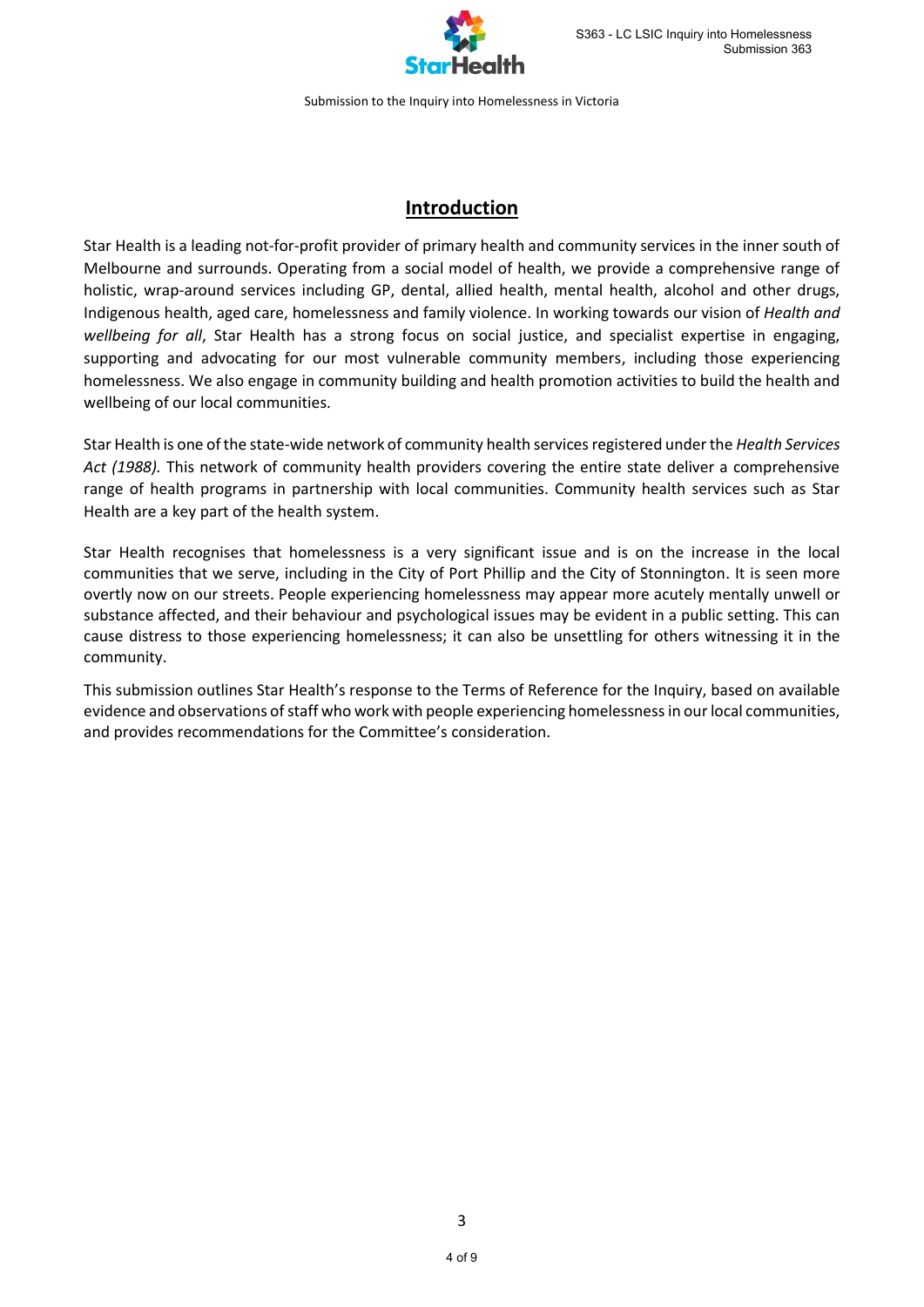## Introduction

Star Health is a leading not-for-profit provider of primary health and community services in the inner south of Melbourne and surrounds. Operating from a social model of health, we provide a comprehensive range of holistic, wrap-around services including GP, dental, allied health, mental health, alcohol and other drugs, Indigenous health, aged care, homelessness and family violence. In working towards our vision of *Health and wellbeing for all*, Star Health has a strong focus on social justice, and specialist expertise in engaging, supporting and advocating for our most vulnerable community members, including those experiencing homelessness. We also engage in community building and health promotion activities to build the health and wellbeing of our local communities.

Star Health is one of the state-wide network of community health services registered under the *Health Services Act (1988).* This network of community health providers covering the entire state deliver a comprehensive range of health programs in partnership with local communities. Community health services such as Star Health are a key part of the health system.

Star Health recognises that homelessness is a very significant issue and is on the increase in the local communities that we serve, including in the City of Port Phillip and the City of Stonnington. It is seen more overtly now on our streets. People experiencing homelessness may appear more acutely mentally unwell or substance affected, and their behaviour and psychological issues may be evident in a public setting. This can cause distress to those experiencing homelessness; it can also be unsettling for others witnessing it in the community.

This submission outlines Star Health's response to the Terms of Reference for the Inquiry, based on available evidence and observations of staff who work with people experiencing homelessness in our local communities, and provides recommendations for the Committee's consideration.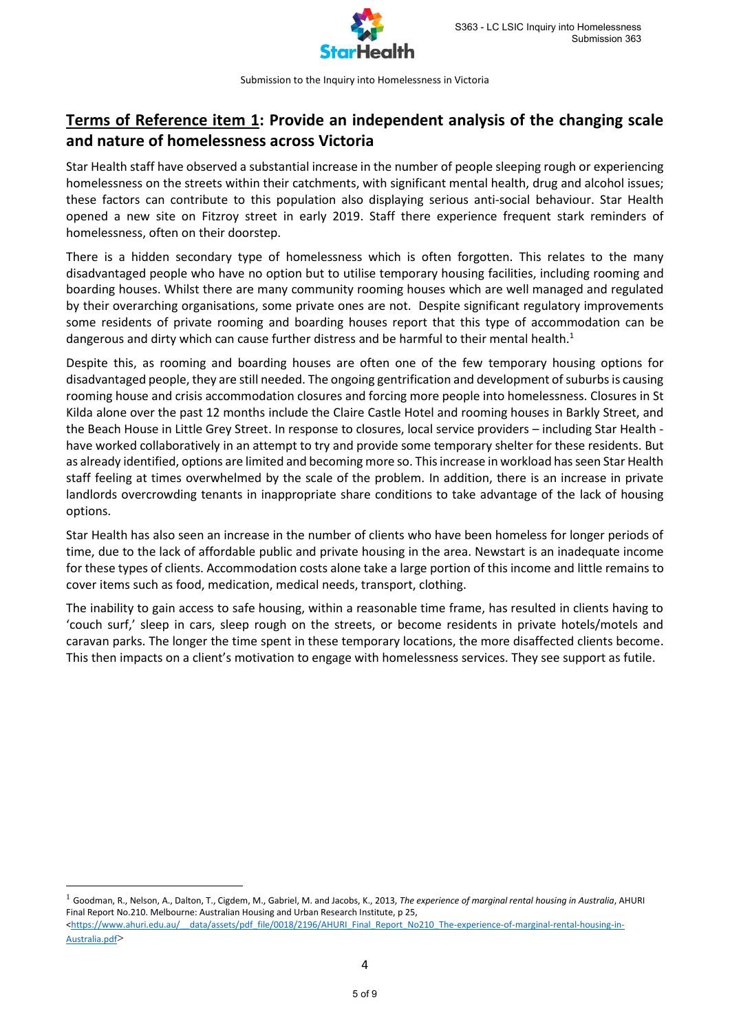## Terms of Reference item 1: Provide an independent analysis of the changing scale and nature of homelessness across Victoria

Star Health staff have observed a substantial increase in the number of people sleeping rough or experiencing homelessness on the streets within their catchments, with significant mental health, drug and alcohol issues; these factors can contribute to this population also displaying serious anti-social behaviour. Star Health opened a new site on Fitzroy street in early 2019. Staff there experience frequent stark reminders of homelessness, often on their doorstep.

There is a hidden secondary type of homelessness which is often forgotten. This relates to the many disadvantaged people who have no option but to utilise temporary housing facilities, including rooming and boarding houses. Whilst there are many community rooming houses which are well managed and regulated by their overarching organisations, some private ones are not. Despite significant regulatory improvements some residents of private rooming and boarding houses report that this type of accommodation can be dangerous and dirty which can cause further distress and be harmful to their mental health.[1]

Despite this, as rooming and boarding houses are often one of the few temporary housing options for disadvantaged people, they are still needed. The ongoing gentrification and development of suburbs is causing rooming house and crisis accommodation closures and forcing more people into homelessness. Closures in St Kilda alone over the past 12 months include the Claire Castle Hotel and rooming houses in Barkly Street, and the Beach House in Little Grey Street. In response to closures, local service providers – including Star Health - have worked collaboratively in an attempt to try and provide some temporary shelter for these residents. But as already identified, options are limited and becoming more so. This increase in workload has seen Star Health staff feeling at times overwhelmed by the scale of the problem. In addition, there is an increase in private landlords overcrowding tenants in inappropriate share conditions to take advantage of the lack of housing options.

Star Health has also seen an increase in the number of clients who have been homeless for longer periods of time, due to the lack of affordable public and private housing in the area. Newstart is an inadequate income for these types of clients. Accommodation costs alone take a large portion of this income and little remains to cover items such as food, medication, medical needs, transport, clothing.

The inability to gain access to safe housing, within a reasonable time frame, has resulted in clients having to 'couch surf,' sleep in cars, sleep rough on the streets, or become residents in private hotels/motels and caravan parks. The longer the time spent in these temporary locations, the more disaffected clients become. This then impacts on a client's motivation to engage with homelessness services. They see support as futile.

---

[1] Goodman, R., Nelson, A., Dalton, T., Cigdem, M., Gabriel, M. and Jacobs, K., 2013, *The experience of marginal rental housing in Australia*, AHURI Final Report No.210. Melbourne: Australian Housing and Urban Research Institute, p 25, <https://www.ahuri.edu.au/__data/assets/pdf_file/0018/2196/AHURI_Final_Report_No210_The-experience-of-marginal-rental-housing-in-Australia.pdf>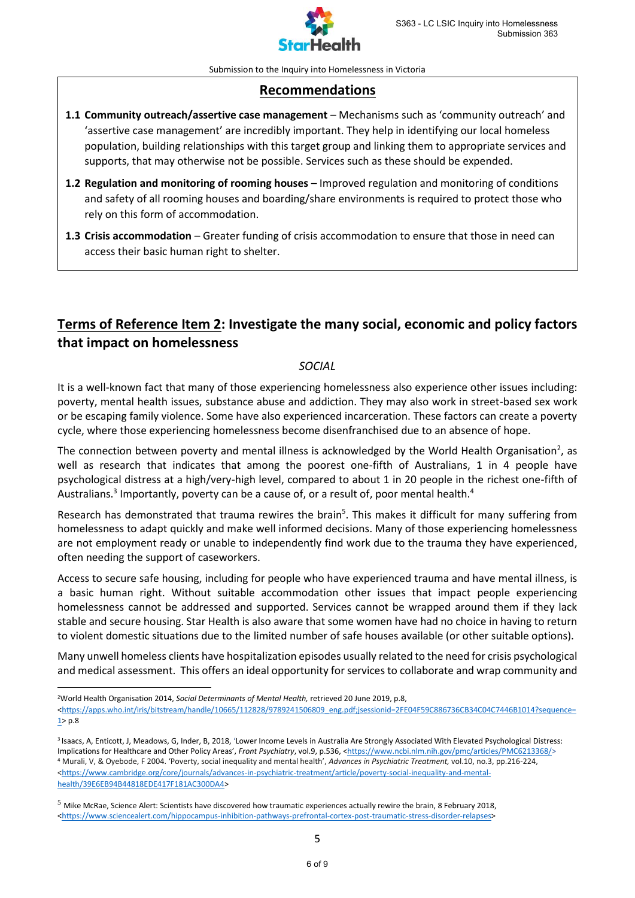Submission to the Inquiry into Homelessness in Victoria

## Recommendations

**1.1 Community outreach/assertive case management** – Mechanisms such as 'community outreach' and 'assertive case management' are incredibly important. They help in identifying our local homeless population, building relationships with this target group and linking them to appropriate services and supports, that may otherwise not be possible. Services such as these should be expended.

**1.2 Regulation and monitoring of rooming houses** – Improved regulation and monitoring of conditions and safety of all rooming houses and boarding/share environments is required to protect those who rely on this form of accommodation.

**1.3 Crisis accommodation** – Greater funding of crisis accommodation to ensure that those in need can access their basic human right to shelter.

## Terms of Reference Item 2: Investigate the many social, economic and policy factors that impact on homelessness

*SOCIAL*

It is a well-known fact that many of those experiencing homelessness also experience other issues including: poverty, mental health issues, substance abuse and addiction. They may also work in street-based sex work or be escaping family violence. Some have also experienced incarceration. These factors can create a poverty cycle, where those experiencing homelessness become disenfranchised due to an absence of hope.

The connection between poverty and mental illness is acknowledged by the World Health Organisation[2], as well as research that indicates that among the poorest one-fifth of Australians, 1 in 4 people have psychological distress at a high/very-high level, compared to about 1 in 20 people in the richest one-fifth of Australians.[3] Importantly, poverty can be a cause of, or a result of, poor mental health.[4]

Research has demonstrated that trauma rewires the brain[5]. This makes it difficult for many suffering from homelessness to adapt quickly and make well informed decisions. Many of those experiencing homelessness are not employment ready or unable to independently find work due to the trauma they have experienced, often needing the support of caseworkers.

Access to secure safe housing, including for people who have experienced trauma and have mental illness, is a basic human right. Without suitable accommodation other issues that impact people experiencing homelessness cannot be addressed and supported. Services cannot be wrapped around them if they lack stable and secure housing. Star Health is also aware that some women have had no choice in having to return to violent domestic situations due to the limited number of safe houses available (or other suitable options).

Many unwell homeless clients have hospitalization episodes usually related to the need for crisis psychological and medical assessment. This offers an ideal opportunity for services to collaborate and wrap community and

---

[2] World Health Organisation 2014, *Social Determinants of Mental Health,* retrieved 20 June 2019, p.8, <https://apps.who.int/iris/bitstream/handle/10665/112828/9789241506809_eng.pdf;jsessionid=2FE04F59C886736CB34C04C7446B1014?sequence=1> p.8

[3] Isaacs, A, Enticott, J, Meadows, G, Inder, B, 2018, 'Lower Income Levels in Australia Are Strongly Associated With Elevated Psychological Distress: Implications for Healthcare and Other Policy Areas', *Front Psychiatry*, vol.9, p.536, <https://www.ncbi.nlm.nih.gov/pmc/articles/PMC6213368/>

[4] Murali, V, & Oyebode, F 2004. 'Poverty, social inequality and mental health', *Advances in Psychiatric Treatment,* vol.10, no.3, pp.216-224, <https://www.cambridge.org/core/journals/advances-in-psychiatric-treatment/article/poverty-social-inequality-and-mental-health/39E6EB94B44818EDE417F181AC300DA4>

[5] Mike McRae, Science Alert: Scientists have discovered how traumatic experiences actually rewire the brain, 8 February 2018, <https://www.sciencealert.com/hippocampus-inhibition-pathways-prefrontal-cortex-post-traumatic-stress-disorder-relapses>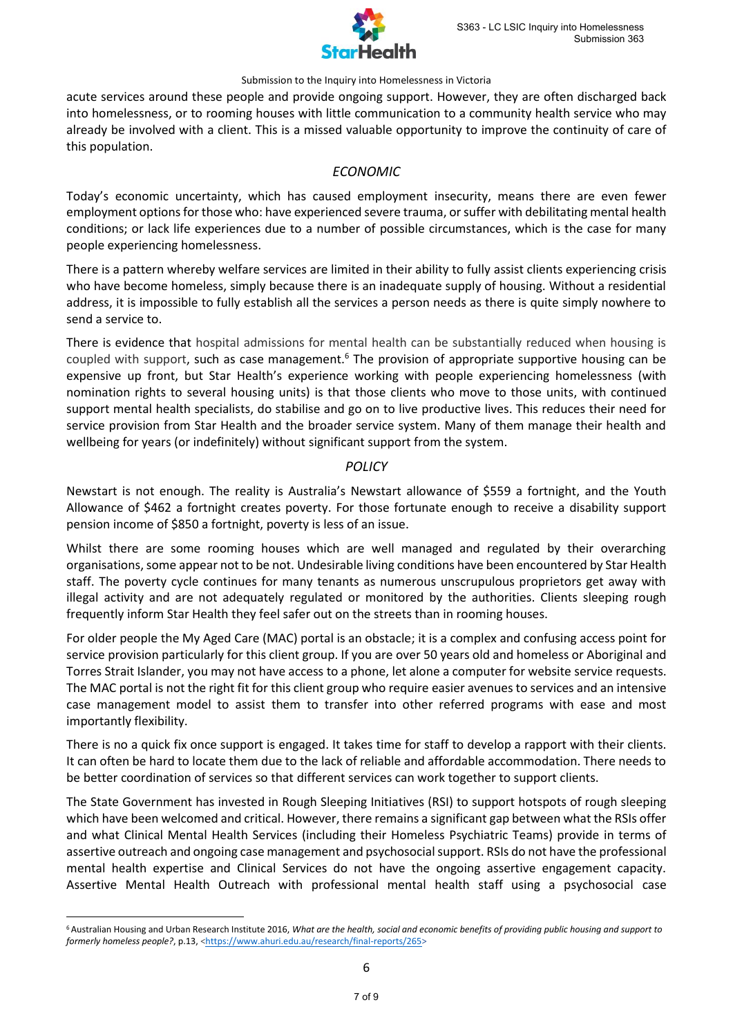acute services around these people and provide ongoing support. However, they are often discharged back into homelessness, or to rooming houses with little communication to a community health service who may already be involved with a client. This is a missed valuable opportunity to improve the continuity of care of this population.

### *ECONOMIC*

Today's economic uncertainty, which has caused employment insecurity, means there are even fewer employment options for those who: have experienced severe trauma, or suffer with debilitating mental health conditions; or lack life experiences due to a number of possible circumstances, which is the case for many people experiencing homelessness.

There is a pattern whereby welfare services are limited in their ability to fully assist clients experiencing crisis who have become homeless, simply because there is an inadequate supply of housing. Without a residential address, it is impossible to fully establish all the services a person needs as there is quite simply nowhere to send a service to.

There is evidence that hospital admissions for mental health can be substantially reduced when housing is coupled with support, such as case management.[6] The provision of appropriate supportive housing can be expensive up front, but Star Health's experience working with people experiencing homelessness (with nomination rights to several housing units) is that those clients who move to those units, with continued support mental health specialists, do stabilise and go on to live productive lives. This reduces their need for service provision from Star Health and the broader service system. Many of them manage their health and wellbeing for years (or indefinitely) without significant support from the system.

### *POLICY*

Newstart is not enough. The reality is Australia's Newstart allowance of $559 a fortnight, and the Youth Allowance of $462 a fortnight creates poverty. For those fortunate enough to receive a disability support pension income of $850 a fortnight, poverty is less of an issue.

Whilst there are some rooming houses which are well managed and regulated by their overarching organisations, some appear not to be not. Undesirable living conditions have been encountered by Star Health staff. The poverty cycle continues for many tenants as numerous unscrupulous proprietors get away with illegal activity and are not adequately regulated or monitored by the authorities. Clients sleeping rough frequently inform Star Health they feel safer out on the streets than in rooming houses.

For older people the My Aged Care (MAC) portal is an obstacle; it is a complex and confusing access point for service provision particularly for this client group. If you are over 50 years old and homeless or Aboriginal and Torres Strait Islander, you may not have access to a phone, let alone a computer for website service requests. The MAC portal is not the right fit for this client group who require easier avenues to services and an intensive case management model to assist them to transfer into other referred programs with ease and most importantly flexibility.

There is no a quick fix once support is engaged. It takes time for staff to develop a rapport with their clients. It can often be hard to locate them due to the lack of reliable and affordable accommodation. There needs to be better coordination of services so that different services can work together to support clients.

The State Government has invested in Rough Sleeping Initiatives (RSI) to support hotspots of rough sleeping which have been welcomed and critical. However, there remains a significant gap between what the RSIs offer and what Clinical Mental Health Services (including their Homeless Psychiatric Teams) provide in terms of assertive outreach and ongoing case management and psychosocial support. RSIs do not have the professional mental health expertise and Clinical Services do not have the ongoing assertive engagement capacity. Assertive Mental Health Outreach with professional mental health staff using a psychosocial case

---

[6] Australian Housing and Urban Research Institute 2016, *What are the health, social and economic benefits of providing public housing and support to formerly homeless people?*, p.13, <https://www.ahuri.edu.au/research/final-reports/265>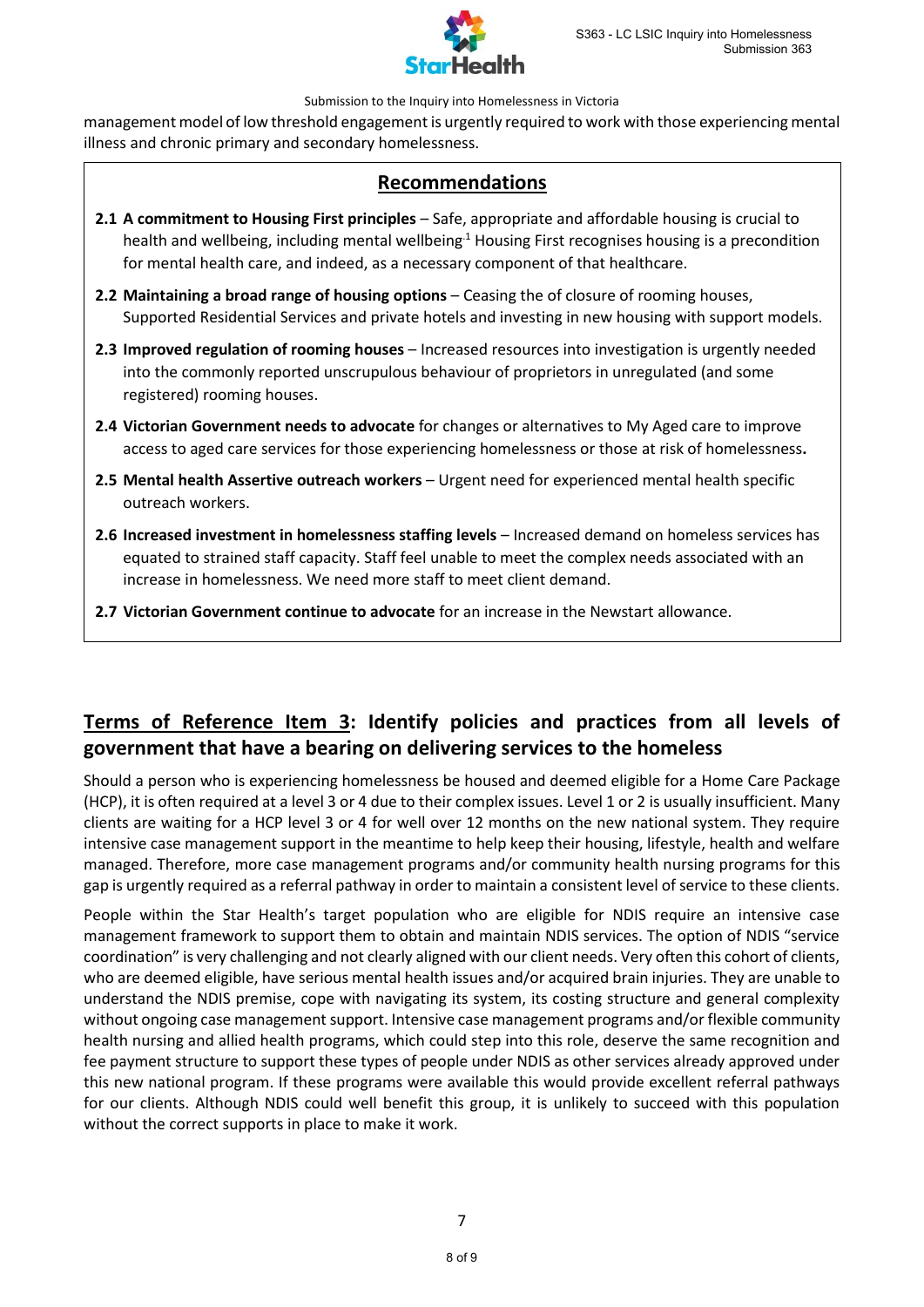management model of low threshold engagement is urgently required to work with those experiencing mental illness and chronic primary and secondary homelessness.

## Recommendations

**2.1 A commitment to Housing First principles** – Safe, appropriate and affordable housing is crucial to health and wellbeing, including mental wellbeing[1] Housing First recognises housing is a precondition for mental health care, and indeed, as a necessary component of that healthcare.

**2.2 Maintaining a broad range of housing options** – Ceasing the of closure of rooming houses, Supported Residential Services and private hotels and investing in new housing with support models.

**2.3 Improved regulation of rooming houses** – Increased resources into investigation is urgently needed into the commonly reported unscrupulous behaviour of proprietors in unregulated (and some registered) rooming houses.

**2.4 Victorian Government needs to advocate** for changes or alternatives to My Aged care to improve access to aged care services for those experiencing homelessness or those at risk of homelessness**.**

**2.5 Mental health Assertive outreach workers** – Urgent need for experienced mental health specific outreach workers.

**2.6 Increased investment in homelessness staffing levels** – Increased demand on homeless services has equated to strained staff capacity. Staff feel unable to meet the complex needs associated with an increase in homelessness. We need more staff to meet client demand.

**2.7 Victorian Government continue to advocate** for an increase in the Newstart allowance.

## Terms of Reference Item 3: Identify policies and practices from all levels of government that have a bearing on delivering services to the homeless

Should a person who is experiencing homelessness be housed and deemed eligible for a Home Care Package (HCP), it is often required at a level 3 or 4 due to their complex issues. Level 1 or 2 is usually insufficient. Many clients are waiting for a HCP level 3 or 4 for well over 12 months on the new national system. They require intensive case management support in the meantime to help keep their housing, lifestyle, health and welfare managed. Therefore, more case management programs and/or community health nursing programs for this gap is urgently required as a referral pathway in order to maintain a consistent level of service to these clients.

People within the Star Health's target population who are eligible for NDIS require an intensive case management framework to support them to obtain and maintain NDIS services. The option of NDIS "service coordination" is very challenging and not clearly aligned with our client needs. Very often this cohort of clients, who are deemed eligible, have serious mental health issues and/or acquired brain injuries. They are unable to understand the NDIS premise, cope with navigating its system, its costing structure and general complexity without ongoing case management support. Intensive case management programs and/or flexible community health nursing and allied health programs, which could step into this role, deserve the same recognition and fee payment structure to support these types of people under NDIS as other services already approved under this new national program. If these programs were available this would provide excellent referral pathways for our clients. Although NDIS could well benefit this group, it is unlikely to succeed with this population without the correct supports in place to make it work.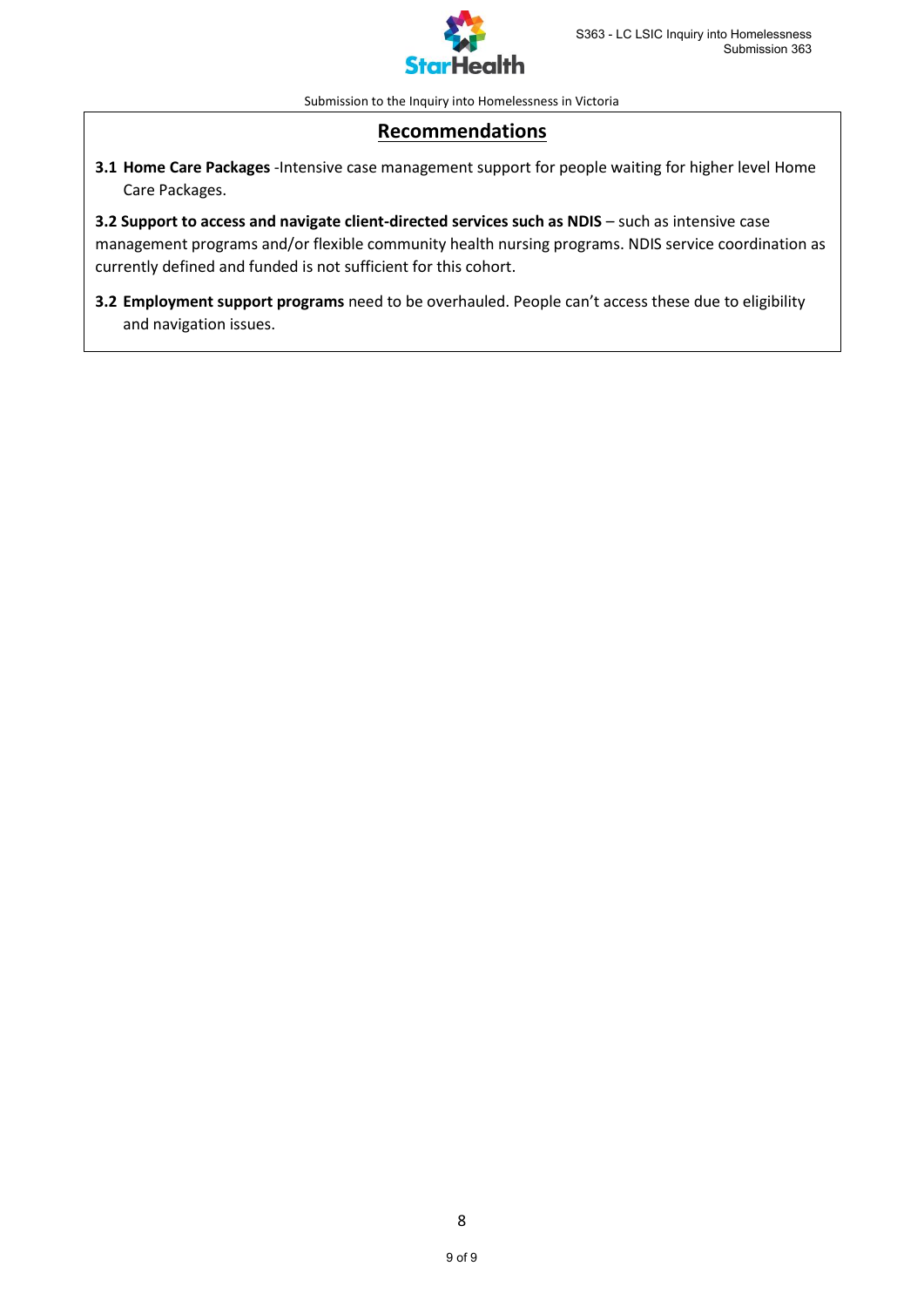Submission to the Inquiry into Homelessness in Victoria

## Recommendations

**3.1 Home Care Packages** -Intensive case management support for people waiting for higher level Home Care Packages.

**3.2 Support to access and navigate client-directed services such as NDIS** – such as intensive case management programs and/or flexible community health nursing programs. NDIS service coordination as currently defined and funded is not sufficient for this cohort.

**3.2 Employment support programs** need to be overhauled. People can't access these due to eligibility and navigation issues.